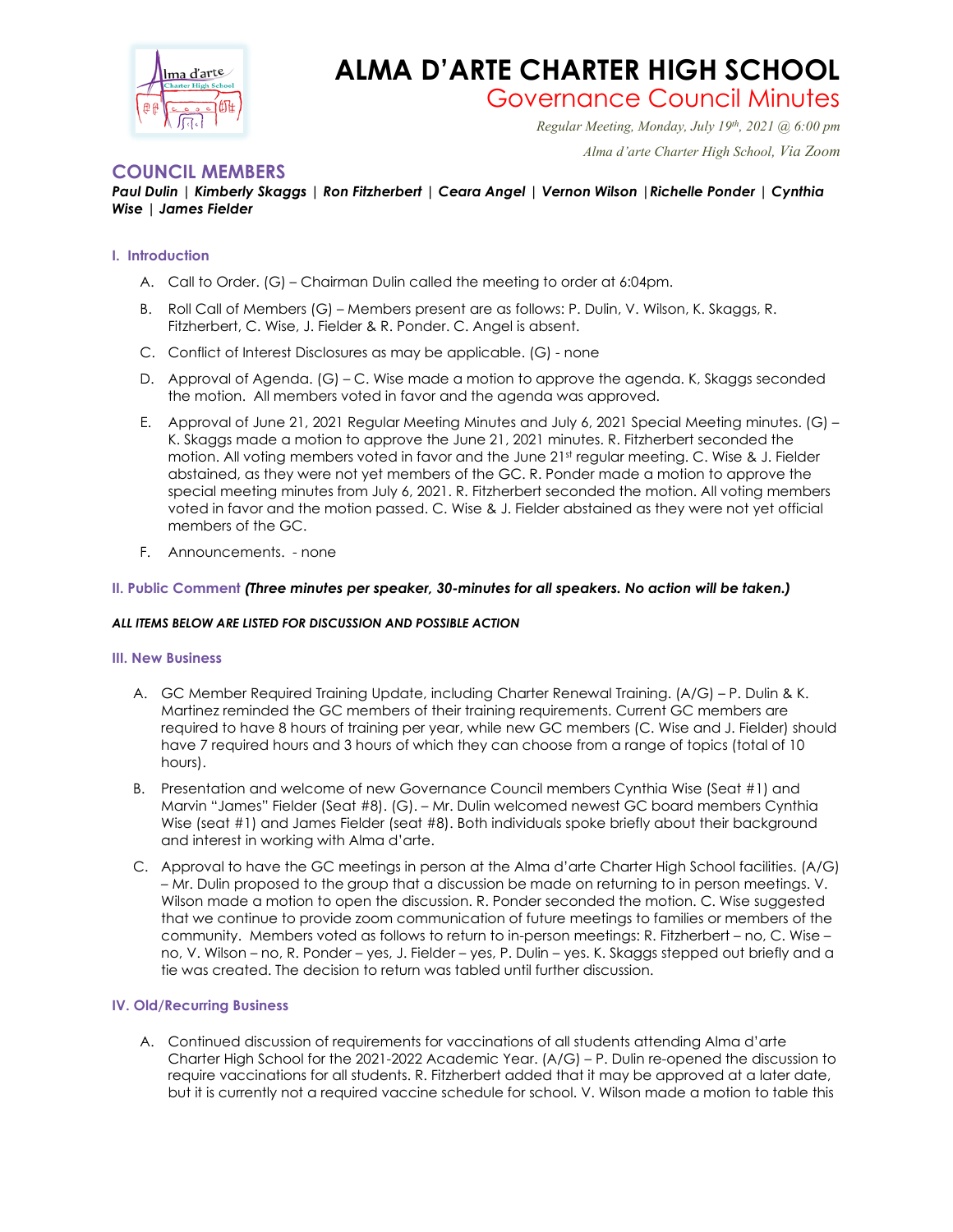# ALMA D'ARTE CHARTER HIGH SCHOOL

## Governance Council Minutes

*Regular Meeting, Monday, July 19th, 2021 @ 6:00 pm*

*Alma d'arte Charter High School, Via Zoom*

## COUNCIL MEMBERS

***Paul Dulin | Kimberly Skaggs | Ron Fitzherbert | Ceara Angel | Vernon Wilson |Richelle Ponder | Cynthia Wise | James Fielder***

### I. Introduction

A. Call to Order. (G) – Chairman Dulin called the meeting to order at 6:04pm.

B. Roll Call of Members (G) – Members present are as follows: P. Dulin, V. Wilson, K. Skaggs, R. Fitzherbert, C. Wise, J. Fielder & R. Ponder. C. Angel is absent.

C. Conflict of Interest Disclosures as may be applicable. (G) - none

D. Approval of Agenda. (G) – C. Wise made a motion to approve the agenda. K, Skaggs seconded the motion. All members voted in favor and the agenda was approved.

E. Approval of June 21, 2021 Regular Meeting Minutes and July 6, 2021 Special Meeting minutes. (G) – K. Skaggs made a motion to approve the June 21, 2021 minutes. R. Fitzherbert seconded the motion. All voting members voted in favor and the June 21st regular meeting. C. Wise & J. Fielder abstained, as they were not yet members of the GC. R. Ponder made a motion to approve the special meeting minutes from July 6, 2021. R. Fitzherbert seconded the motion. All voting members voted in favor and the motion passed. C. Wise & J. Fielder abstained as they were not yet official members of the GC.

F. Announcements. - none

### II. Public Comment ***(Three minutes per speaker, 30-minutes for all speakers. No action will be taken.)***

***ALL ITEMS BELOW ARE LISTED FOR DISCUSSION AND POSSIBLE ACTION***

### III. New Business

A. GC Member Required Training Update, including Charter Renewal Training. (A/G) – P. Dulin & K. Martinez reminded the GC members of their training requirements. Current GC members are required to have 8 hours of training per year, while new GC members (C. Wise and J. Fielder) should have 7 required hours and 3 hours of which they can choose from a range of topics (total of 10 hours).

B. Presentation and welcome of new Governance Council members Cynthia Wise (Seat #1) and Marvin "James" Fielder (Seat #8). (G). – Mr. Dulin welcomed newest GC board members Cynthia Wise (seat #1) and James Fielder (seat #8). Both individuals spoke briefly about their background and interest in working with Alma d'arte.

C. Approval to have the GC meetings in person at the Alma d'arte Charter High School facilities. (A/G) – Mr. Dulin proposed to the group that a discussion be made on returning to in person meetings. V. Wilson made a motion to open the discussion. R. Ponder seconded the motion. C. Wise suggested that we continue to provide zoom communication of future meetings to families or members of the community. Members voted as follows to return to in-person meetings: R. Fitzherbert – no, C. Wise – no, V. Wilson – no, R. Ponder – yes, J. Fielder – yes, P. Dulin – yes. K. Skaggs stepped out briefly and a tie was created. The decision to return was tabled until further discussion.

### IV. Old/Recurring Business

A. Continued discussion of requirements for vaccinations of all students attending Alma d'arte Charter High School for the 2021-2022 Academic Year. (A/G) – P. Dulin re-opened the discussion to require vaccinations for all students. R. Fitzherbert added that it may be approved at a later date, but it is currently not a required vaccine schedule for school. V. Wilson made a motion to table this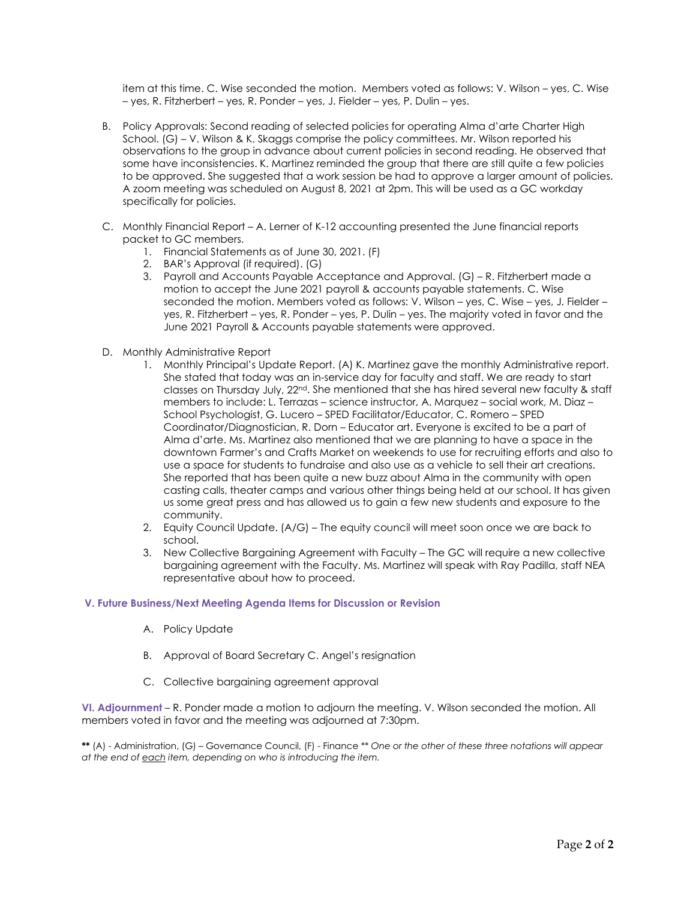item at this time. C. Wise seconded the motion. Members voted as follows: V. Wilson – yes, C. Wise – yes, R. Fitzherbert – yes, R. Ponder – yes, J. Fielder – yes, P. Dulin – yes.

B. Policy Approvals: Second reading of selected policies for operating Alma d'arte Charter High School. (G) – V. Wilson & K. Skaggs comprise the policy committees. Mr. Wilson reported his observations to the group in advance about current policies in second reading. He observed that some have inconsistencies. K. Martinez reminded the group that there are still quite a few policies to be approved. She suggested that a work session be had to approve a larger amount of policies. A zoom meeting was scheduled on August 8, 2021 at 2pm. This will be used as a GC workday specifically for policies.

C. Monthly Financial Report – A. Lerner of K-12 accounting presented the June financial reports packet to GC members.
   1. Financial Statements as of June 30, 2021. (F)
   2. BAR's Approval (if required). (G)
   3. Payroll and Accounts Payable Acceptance and Approval. (G) – R. Fitzherbert made a motion to accept the June 2021 payroll & accounts payable statements. C. Wise seconded the motion. Members voted as follows: V. Wilson – yes, C. Wise – yes, J. Fielder – yes, R. Fitzherbert – yes, R. Ponder – yes, P. Dulin – yes. The majority voted in favor and the June 2021 Payroll & Accounts payable statements were approved.

D. Monthly Administrative Report
   1. Monthly Principal's Update Report. (A) K. Martinez gave the monthly Administrative report. She stated that today was an in-service day for faculty and staff. We are ready to start classes on Thursday July, 22nd. She mentioned that she has hired several new faculty & staff members to include: L. Terrazas – science instructor, A. Marquez – social work, M. Diaz – School Psychologist, G. Lucero – SPED Facilitator/Educator, C. Romero – SPED Coordinator/Diagnostician, R. Dorn – Educator art. Everyone is excited to be a part of Alma d'arte. Ms. Martinez also mentioned that we are planning to have a space in the downtown Farmer's and Crafts Market on weekends to use for recruiting efforts and also to use a space for students to fundraise and also use as a vehicle to sell their art creations. She reported that has been quite a new buzz about Alma in the community with open casting calls, theater camps and various other things being held at our school. It has given us some great press and has allowed us to gain a few new students and exposure to the community.
   2. Equity Council Update. (A/G) – The equity council will meet soon once we are back to school.
   3. New Collective Bargaining Agreement with Faculty – The GC will require a new collective bargaining agreement with the Faculty. Ms. Martinez will speak with Ray Padilla, staff NEA representative about how to proceed.

**V. Future Business/Next Meeting Agenda Items for Discussion or Revision**

A. Policy Update

B. Approval of Board Secretary C. Angel's resignation

C. Collective bargaining agreement approval

**VI. Adjournment** – R. Ponder made a motion to adjourn the meeting. V. Wilson seconded the motion. All members voted in favor and the meeting was adjourned at 7:30pm.

**\*\*** (A) - Administration, (G) – Governance Council, (F) - Finance *\*\* One or the other of these three notations will appear at the end of <u>each</u> item, depending on who is introducing the item.*